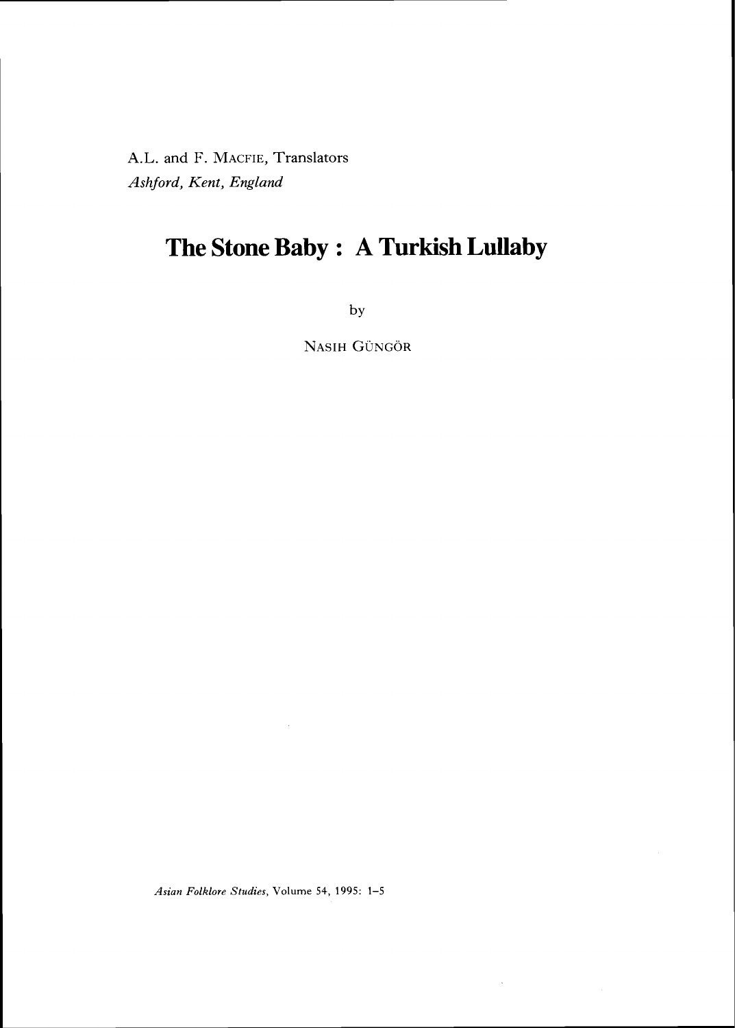A.L. and F. MACFIE, Translators
*Ashford, Kent, England*

# The Stone Baby : A Turkish Lullaby

by

NASIH GÜNGÖR

*Asian Folklore Studies*, Volume 54, 1995: 1–5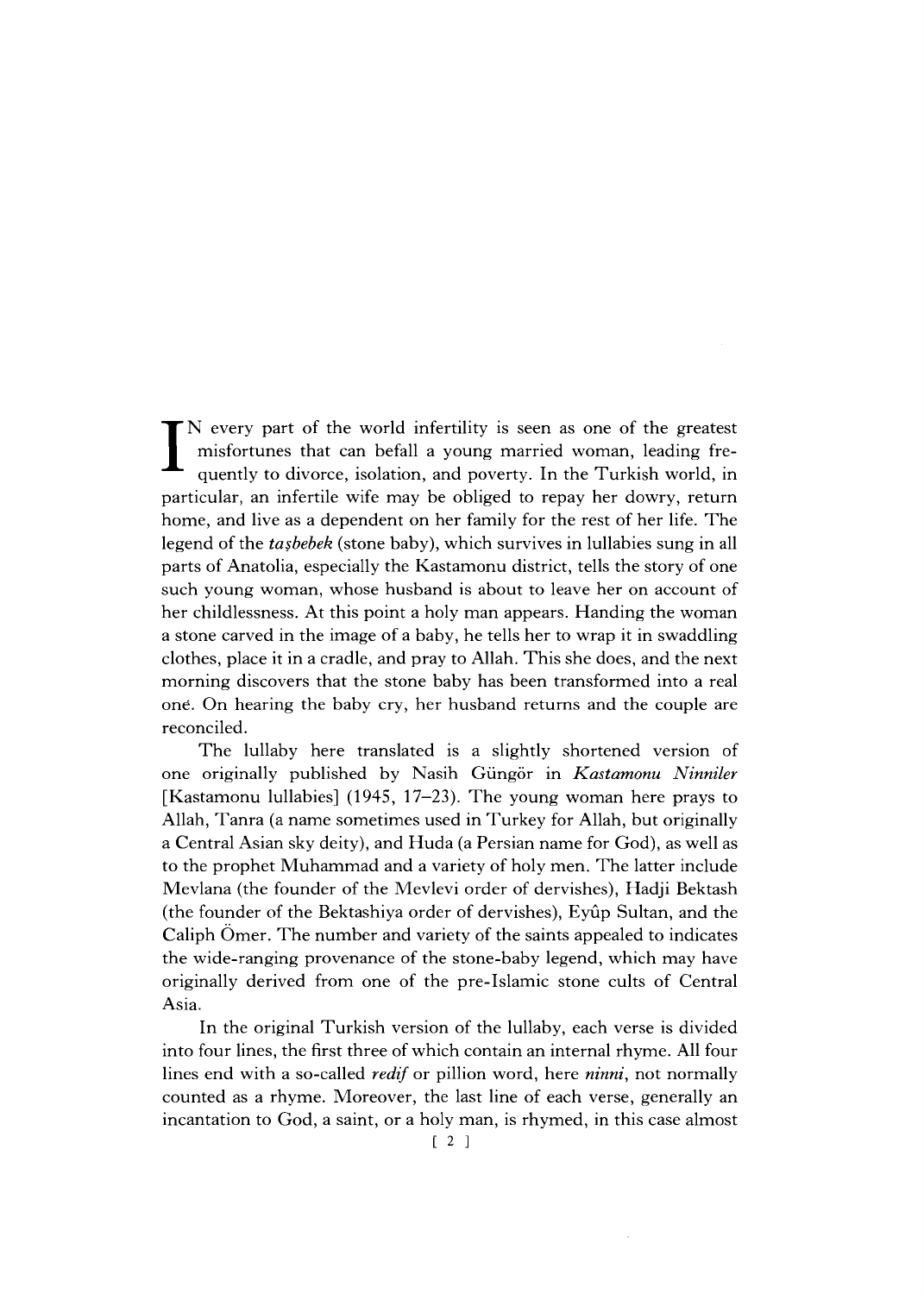IN every part of the world infertility is seen as one of the greatest misfortunes that can befall a young married woman, leading frequently to divorce, isolation, and poverty. In the Turkish world, in particular, an infertile wife may be obliged to repay her dowry, return home, and live as a dependent on her family for the rest of her life. The legend of the *taşbebek* (stone baby), which survives in lullabies sung in all parts of Anatolia, especially the Kastamonu district, tells the story of one such young woman, whose husband is about to leave her on account of her childlessness. At this point a holy man appears. Handing the woman a stone carved in the image of a baby, he tells her to wrap it in swaddling clothes, place it in a cradle, and pray to Allah. This she does, and the next morning discovers that the stone baby has been transformed into a real one. On hearing the baby cry, her husband returns and the couple are reconciled.

The lullaby here translated is a slightly shortened version of one originally published by Nasih Güngör in *Kastamonu Ninniler* [Kastamonu lullabies] (1945, 17–23). The young woman here prays to Allah, Tanra (a name sometimes used in Turkey for Allah, but originally a Central Asian sky deity), and Huda (a Persian name for God), as well as to the prophet Muhammad and a variety of holy men. The latter include Mevlana (the founder of the Mevlevi order of dervishes), Hadji Bektash (the founder of the Bektashiya order of dervishes), Eyûp Sultan, and the Caliph Ömer. The number and variety of the saints appealed to indicates the wide-ranging provenance of the stone-baby legend, which may have originally derived from one of the pre-Islamic stone cults of Central Asia.

In the original Turkish version of the lullaby, each verse is divided into four lines, the first three of which contain an internal rhyme. All four lines end with a so-called *redif* or pillion word, here *ninni*, not normally counted as a rhyme. Moreover, the last line of each verse, generally an incantation to God, a saint, or a holy man, is rhymed, in this case almost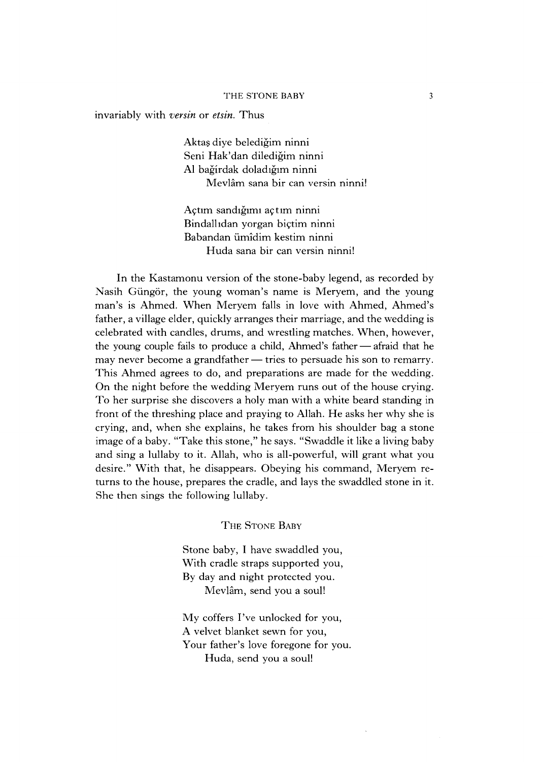invariably with *versin* or *etsin*. Thus

> Aktaş diye belediğim ninni
> Seni Hak'dan dilediğim ninni
> Al bağirdak doladığım ninni
> Mevlâm sana bir can versin ninni!
>
> Açtım sandığımı açtım ninni
> Bindallıdan yorgan biçtim ninni
> Babandan ümîdim kestim ninni
> Huda sana bir can versin ninni!

In the Kastamonu version of the stone-baby legend, as recorded by Nasih Güngör, the young woman's name is Meryem, and the young man's is Ahmed. When Meryem falls in love with Ahmed, Ahmed's father, a village elder, quickly arranges their marriage, and the wedding is celebrated with candles, drums, and wrestling matches. When, however, the young couple fails to produce a child, Ahmed's father — afraid that he may never become a grandfather — tries to persuade his son to remarry. This Ahmed agrees to do, and preparations are made for the wedding. On the night before the wedding Meryem runs out of the house crying. To her surprise she discovers a holy man with a white beard standing in front of the threshing place and praying to Allah. He asks her why she is crying, and, when she explains, he takes from his shoulder bag a stone image of a baby. "Take this stone," he says. "Swaddle it like a living baby and sing a lullaby to it. Allah, who is all-powerful, will grant what you desire." With that, he disappears. Obeying his command, Meryem returns to the house, prepares the cradle, and lays the swaddled stone in it. She then sings the following lullaby.

### The Stone Baby

> Stone baby, I have swaddled you,
> With cradle straps supported you,
> By day and night protected you.
> Mevlâm, send you a soul!
>
> My coffers I've unlocked for you,
> A velvet blanket sewn for you,
> Your father's love foregone for you.
> Huda, send you a soul!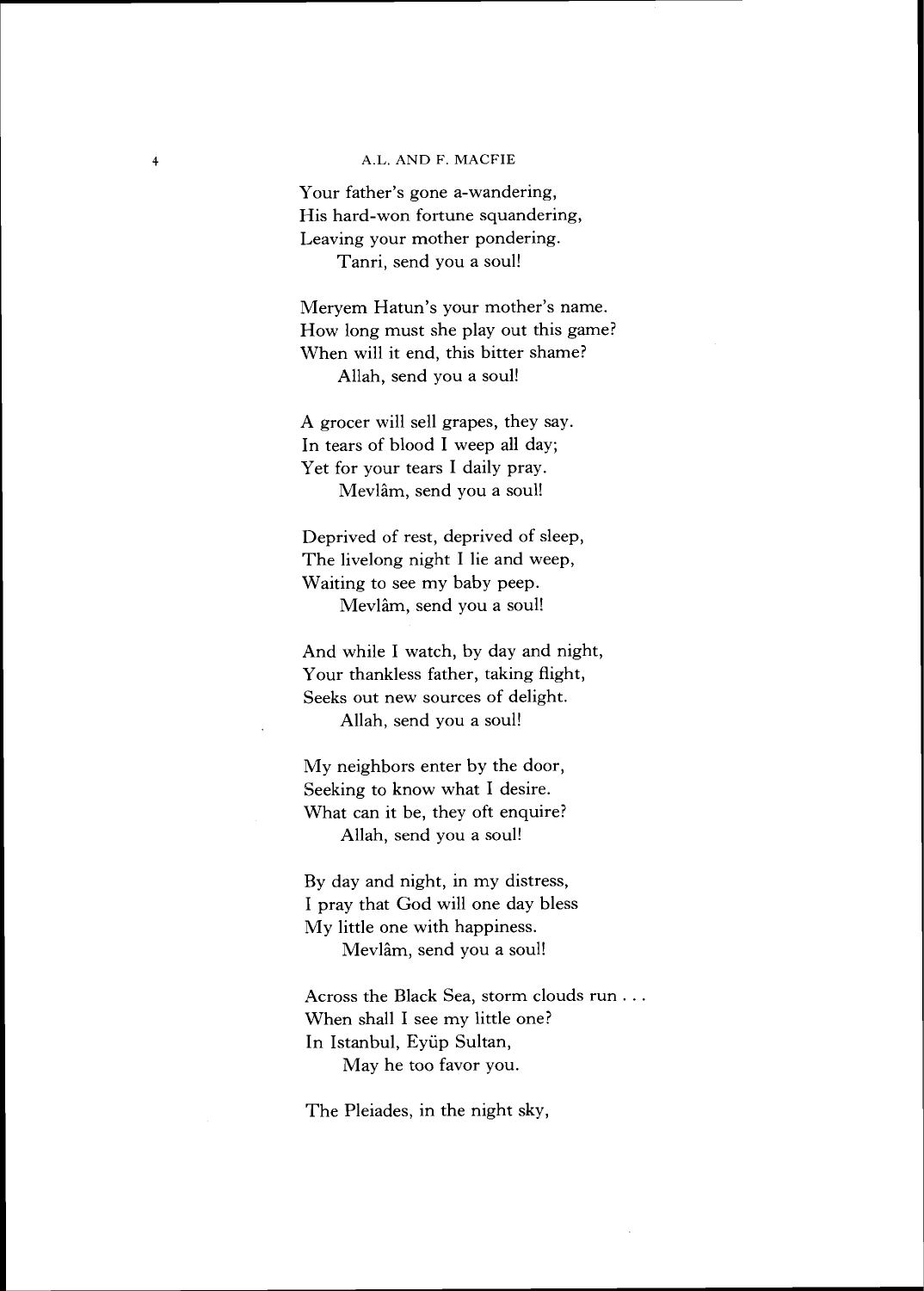Your father's gone a-wandering,  
His hard-won fortune squandering,  
Leaving your mother pondering.  
    Tanri, send you a soul!

Meryem Hatun's your mother's name.  
How long must she play out this game?  
When will it end, this bitter shame?  
    Allah, send you a soul!

A grocer will sell grapes, they say.  
In tears of blood I weep all day;  
Yet for your tears I daily pray.  
    Mevlâm, send you a soul!

Deprived of rest, deprived of sleep,  
The livelong night I lie and weep,  
Waiting to see my baby peep.  
    Mevlâm, send you a soul!

And while I watch, by day and night,  
Your thankless father, taking flight,  
Seeks out new sources of delight.  
    Allah, send you a soul!

My neighbors enter by the door,  
Seeking to know what I desire.  
What can it be, they oft enquire?  
    Allah, send you a soul!

By day and night, in my distress,  
I pray that God will one day bless  
My little one with happiness.  
    Mevlâm, send you a soul!

Across the Black Sea, storm clouds run . . .  
When shall I see my little one?  
In Istanbul, Eyüp Sultan,  
    May he too favor you.

The Pleiades, in the night sky,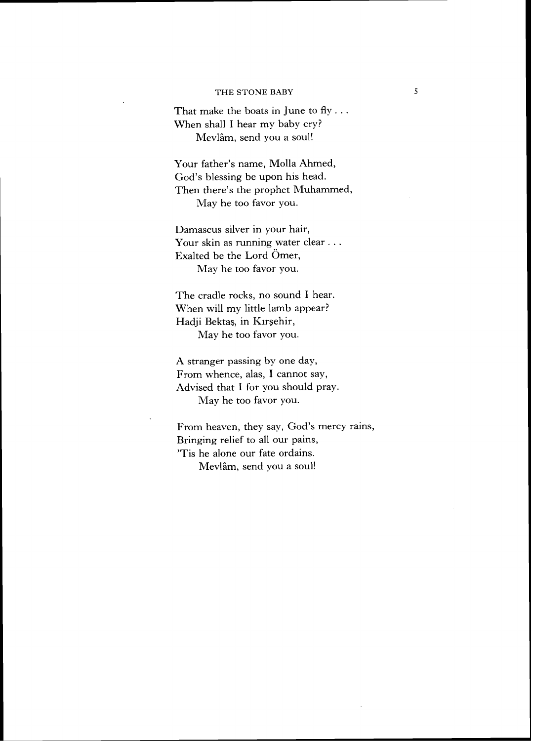That make the boats in June to fly . . .  
When shall I hear my baby cry?  
    Mevlâm, send you a soul!

Your father's name, Molla Ahmed,  
God's blessing be upon his head.  
Then there's the prophet Muhammed,  
    May he too favor you.

Damascus silver in your hair,  
Your skin as running water clear . . .  
Exalted be the Lord Ömer,  
    May he too favor you.

The cradle rocks, no sound I hear.  
When will my little lamb appear?  
Hadji Bektaş, in Kırşehir,  
    May he too favor you.

A stranger passing by one day,  
From whence, alas, I cannot say,  
Advised that I for you should pray.  
    May he too favor you.

From heaven, they say, God's mercy rains,  
Bringing relief to all our pains,  
'Tis he alone our fate ordains.  
    Mevlâm, send you a soul!